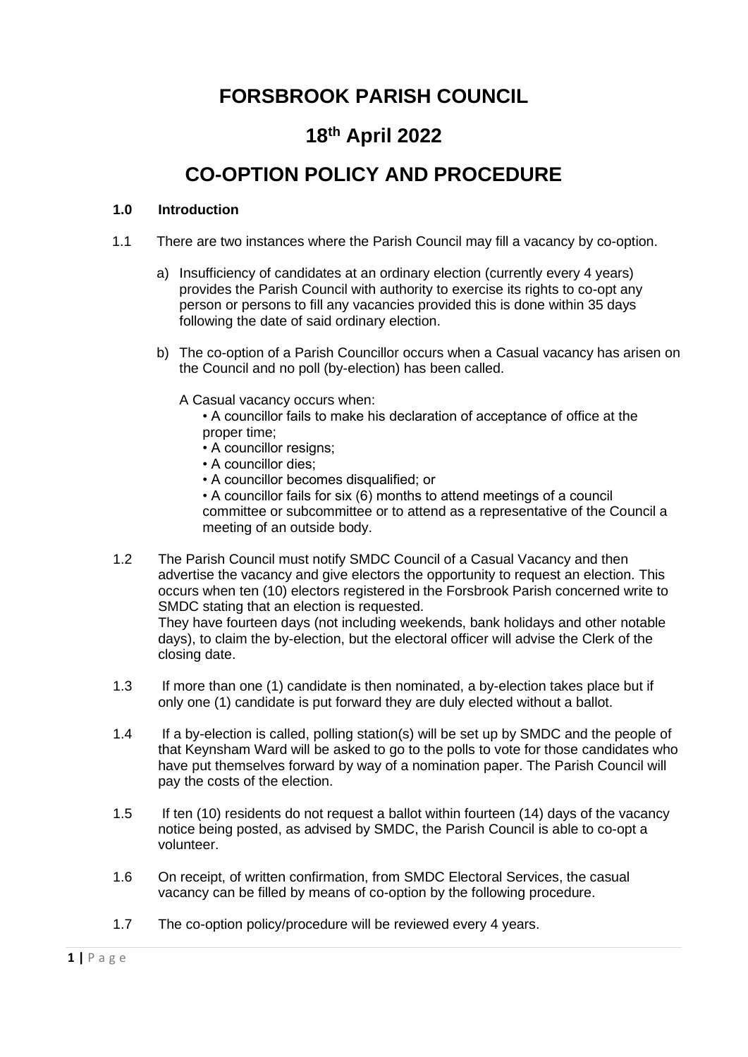# FORSBROOK PARISH COUNCIL

# 18th April 2022

# CO-OPTION POLICY AND PROCEDURE

**1.0 Introduction**

1.1 There are two instances where the Parish Council may fill a vacancy by co-option.

a) Insufficiency of candidates at an ordinary election (currently every 4 years) provides the Parish Council with authority to exercise its rights to co-opt any person or persons to fill any vacancies provided this is done within 35 days following the date of said ordinary election.

b) The co-option of a Parish Councillor occurs when a Casual vacancy has arisen on the Council and no poll (by-election) has been called.

A Casual vacancy occurs when:

- A councillor fails to make his declaration of acceptance of office at the proper time;
- A councillor resigns;
- A councillor dies;
- A councillor becomes disqualified; or
- A councillor fails for six (6) months to attend meetings of a council committee or subcommittee or to attend as a representative of the Council a meeting of an outside body.

1.2 The Parish Council must notify SMDC Council of a Casual Vacancy and then advertise the vacancy and give electors the opportunity to request an election. This occurs when ten (10) electors registered in the Forsbrook Parish concerned write to SMDC stating that an election is requested.
They have fourteen days (not including weekends, bank holidays and other notable days), to claim the by-election, but the electoral officer will advise the Clerk of the closing date.

1.3 If more than one (1) candidate is then nominated, a by-election takes place but if only one (1) candidate is put forward they are duly elected without a ballot.

1.4 If a by-election is called, polling station(s) will be set up by SMDC and the people of that Keynsham Ward will be asked to go to the polls to vote for those candidates who have put themselves forward by way of a nomination paper. The Parish Council will pay the costs of the election.

1.5 If ten (10) residents do not request a ballot within fourteen (14) days of the vacancy notice being posted, as advised by SMDC, the Parish Council is able to co-opt a volunteer.

1.6 On receipt, of written confirmation, from SMDC Electoral Services, the casual vacancy can be filled by means of co-option by the following procedure.

1.7 The co-option policy/procedure will be reviewed every 4 years.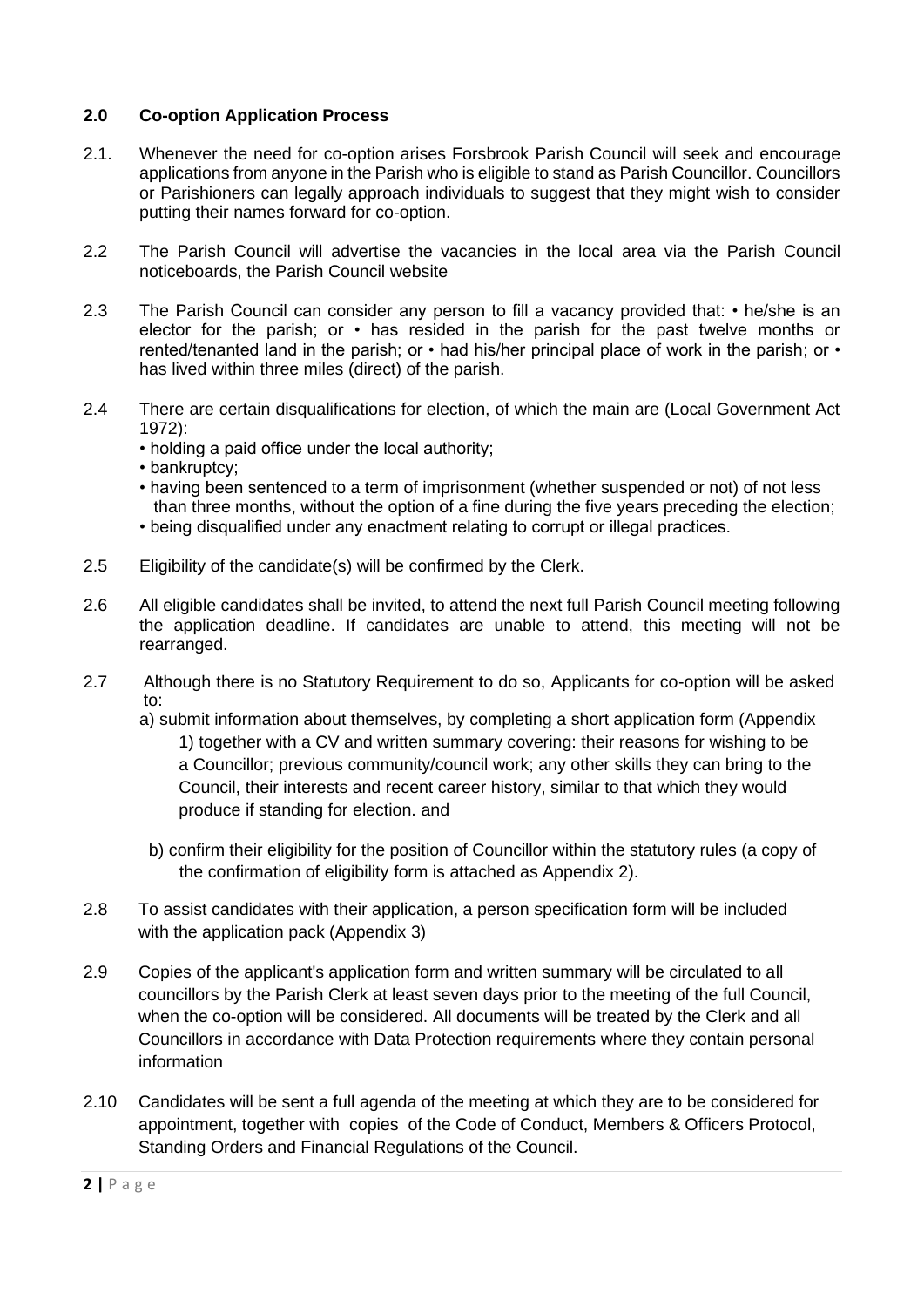## 2.0 Co-option Application Process

2.1. Whenever the need for co-option arises Forsbrook Parish Council will seek and encourage applications from anyone in the Parish who is eligible to stand as Parish Councillor. Councillors or Parishioners can legally approach individuals to suggest that they might wish to consider putting their names forward for co-option.

2.2 The Parish Council will advertise the vacancies in the local area via the Parish Council noticeboards, the Parish Council website

2.3 The Parish Council can consider any person to fill a vacancy provided that: • he/she is an elector for the parish; or • has resided in the parish for the past twelve months or rented/tenanted land in the parish; or • had his/her principal place of work in the parish; or • has lived within three miles (direct) of the parish.

2.4 There are certain disqualifications for election, of which the main are (Local Government Act 1972):

- holding a paid office under the local authority;
- bankruptcy;
- having been sentenced to a term of imprisonment (whether suspended or not) of not less than three months, without the option of a fine during the five years preceding the election;
- being disqualified under any enactment relating to corrupt or illegal practices.

2.5 Eligibility of the candidate(s) will be confirmed by the Clerk.

2.6 All eligible candidates shall be invited, to attend the next full Parish Council meeting following the application deadline. If candidates are unable to attend, this meeting will not be rearranged.

2.7 Although there is no Statutory Requirement to do so, Applicants for co-option will be asked to:

a) submit information about themselves, by completing a short application form (Appendix 1) together with a CV and written summary covering: their reasons for wishing to be a Councillor; previous community/council work; any other skills they can bring to the Council, their interests and recent career history, similar to that which they would produce if standing for election. and

b) confirm their eligibility for the position of Councillor within the statutory rules (a copy of the confirmation of eligibility form is attached as Appendix 2).

2.8 To assist candidates with their application, a person specification form will be included with the application pack (Appendix 3)

2.9 Copies of the applicant's application form and written summary will be circulated to all councillors by the Parish Clerk at least seven days prior to the meeting of the full Council, when the co-option will be considered. All documents will be treated by the Clerk and all Councillors in accordance with Data Protection requirements where they contain personal information

2.10 Candidates will be sent a full agenda of the meeting at which they are to be considered for appointment, together with copies of the Code of Conduct, Members & Officers Protocol, Standing Orders and Financial Regulations of the Council.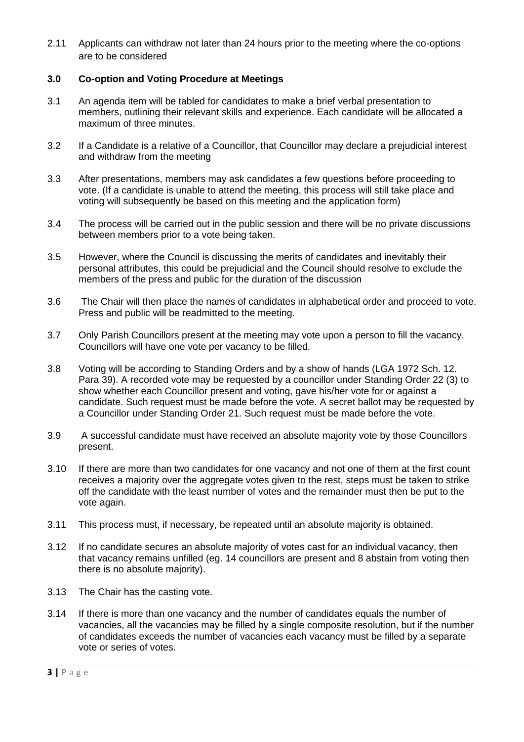2.11 Applicants can withdraw not later than 24 hours prior to the meeting where the co-options are to be considered

### 3.0 Co-option and Voting Procedure at Meetings

3.1 An agenda item will be tabled for candidates to make a brief verbal presentation to members, outlining their relevant skills and experience. Each candidate will be allocated a maximum of three minutes.

3.2 If a Candidate is a relative of a Councillor, that Councillor may declare a prejudicial interest and withdraw from the meeting

3.3 After presentations, members may ask candidates a few questions before proceeding to vote. (If a candidate is unable to attend the meeting, this process will still take place and voting will subsequently be based on this meeting and the application form)

3.4 The process will be carried out in the public session and there will be no private discussions between members prior to a vote being taken.

3.5 However, where the Council is discussing the merits of candidates and inevitably their personal attributes, this could be prejudicial and the Council should resolve to exclude the members of the press and public for the duration of the discussion

3.6 The Chair will then place the names of candidates in alphabetical order and proceed to vote. Press and public will be readmitted to the meeting.

3.7 Only Parish Councillors present at the meeting may vote upon a person to fill the vacancy. Councillors will have one vote per vacancy to be filled.

3.8 Voting will be according to Standing Orders and by a show of hands (LGA 1972 Sch. 12. Para 39). A recorded vote may be requested by a councillor under Standing Order 22 (3) to show whether each Councillor present and voting, gave his/her vote for or against a candidate. Such request must be made before the vote. A secret ballot may be requested by a Councillor under Standing Order 21. Such request must be made before the vote.

3.9 A successful candidate must have received an absolute majority vote by those Councillors present.

3.10 If there are more than two candidates for one vacancy and not one of them at the first count receives a majority over the aggregate votes given to the rest, steps must be taken to strike off the candidate with the least number of votes and the remainder must then be put to the vote again.

3.11 This process must, if necessary, be repeated until an absolute majority is obtained.

3.12 If no candidate secures an absolute majority of votes cast for an individual vacancy, then that vacancy remains unfilled (eg. 14 councillors are present and 8 abstain from voting then there is no absolute majority).

3.13 The Chair has the casting vote.

3.14 If there is more than one vacancy and the number of candidates equals the number of vacancies, all the vacancies may be filled by a single composite resolution, but if the number of candidates exceeds the number of vacancies each vacancy must be filled by a separate vote or series of votes.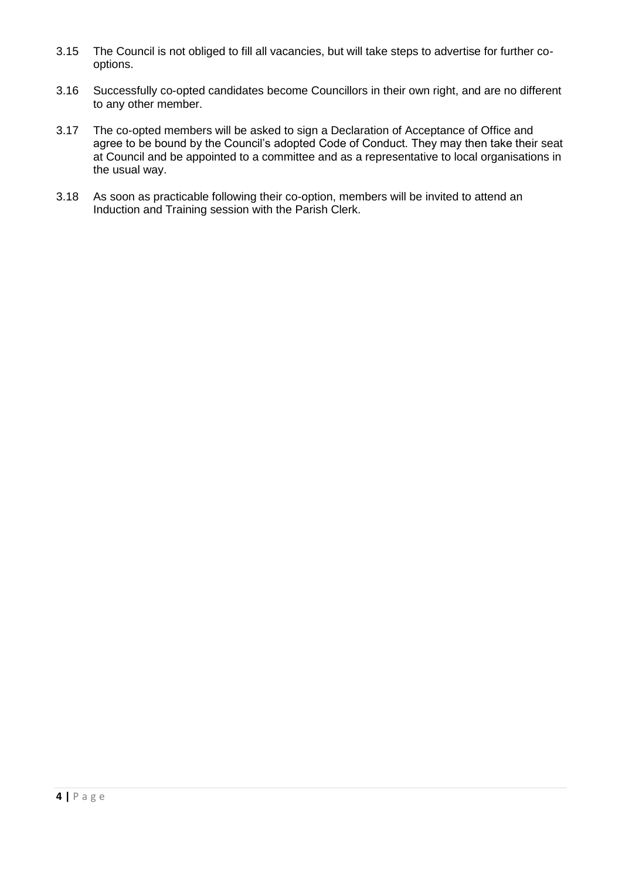3.15 The Council is not obliged to fill all vacancies, but will take steps to advertise for further co-options.

3.16 Successfully co-opted candidates become Councillors in their own right, and are no different to any other member.

3.17 The co-opted members will be asked to sign a Declaration of Acceptance of Office and agree to be bound by the Council's adopted Code of Conduct. They may then take their seat at Council and be appointed to a committee and as a representative to local organisations in the usual way.

3.18 As soon as practicable following their co-option, members will be invited to attend an Induction and Training session with the Parish Clerk.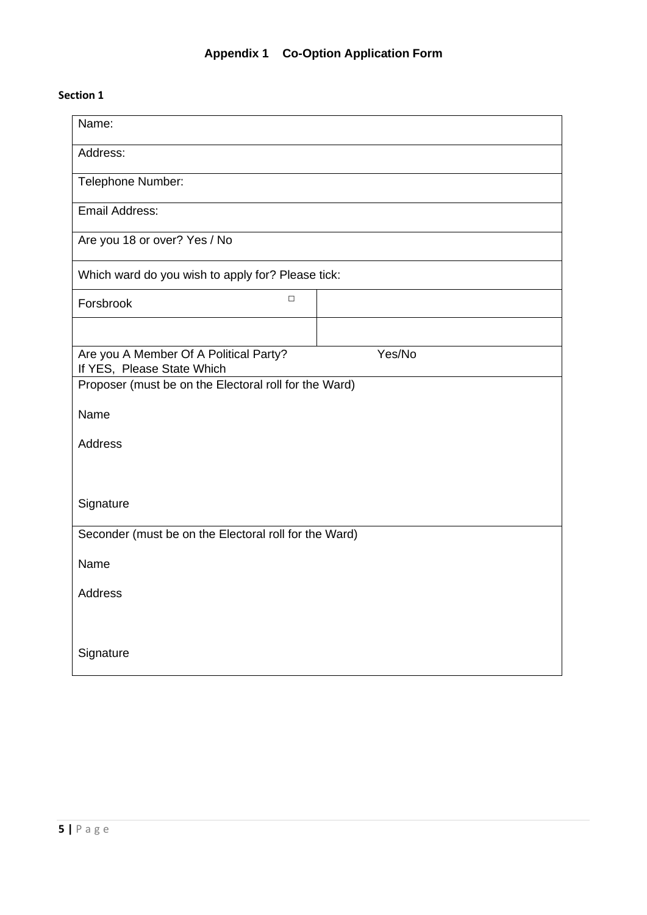## Appendix 1 Co-Option Application Form

**Section 1**

| | |
|---|---|
| Name: | |
| Address: | |
| Telephone Number: | |
| Email Address: | |
| Are you 18 or over? Yes / No | |
| Which ward do you wish to apply for? Please tick: | |
| Forsbrook □ | |
| | |
| Are you A Member Of A Political Party? Yes/No<br>If YES, Please State Which | |
| Proposer (must be on the Electoral roll for the Ward)<br><br>Name<br><br>Address<br><br><br>Signature | |
| Seconder (must be on the Electoral roll for the Ward)<br><br>Name<br><br>Address<br><br><br>Signature | |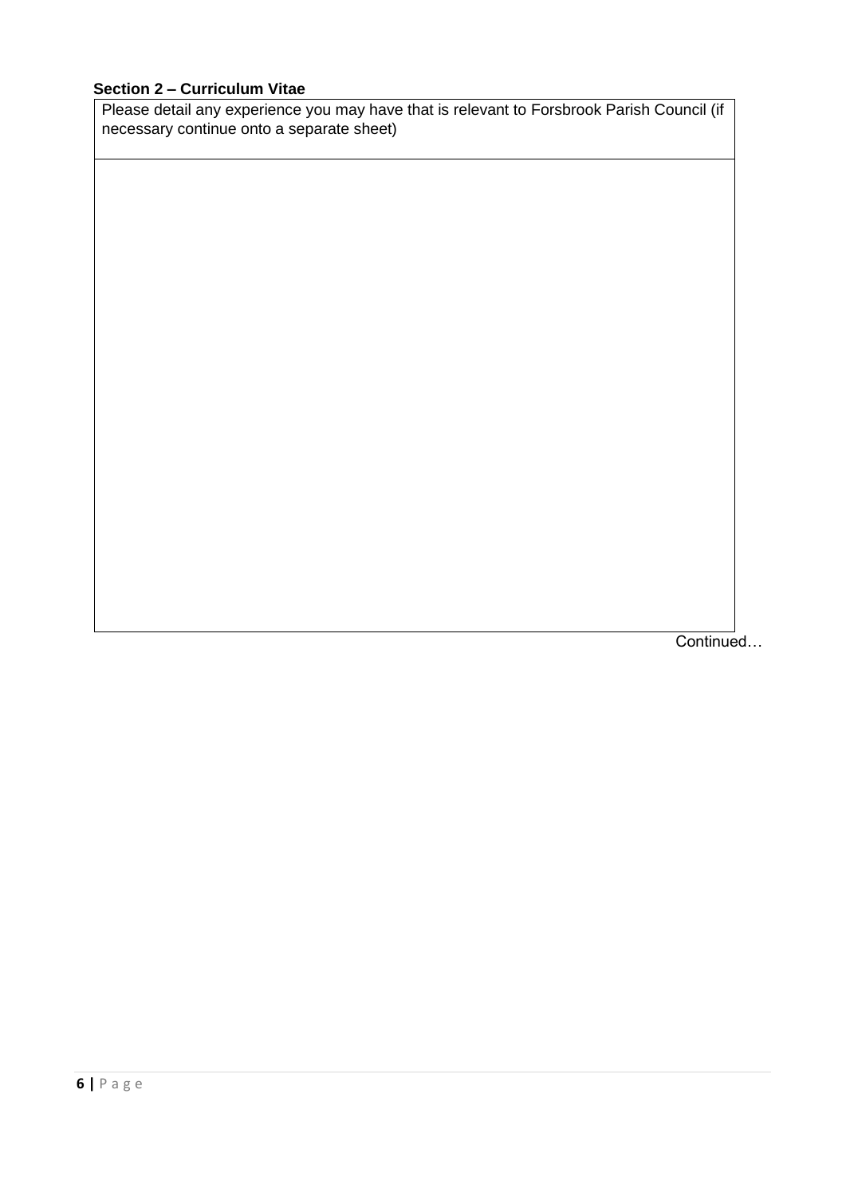**Section 2 – Curriculum Vitae**

| Please detail any experience you may have that is relevant to Forsbrook Parish Council (if necessary continue onto a separate sheet) |
| --- |
| |

Continued…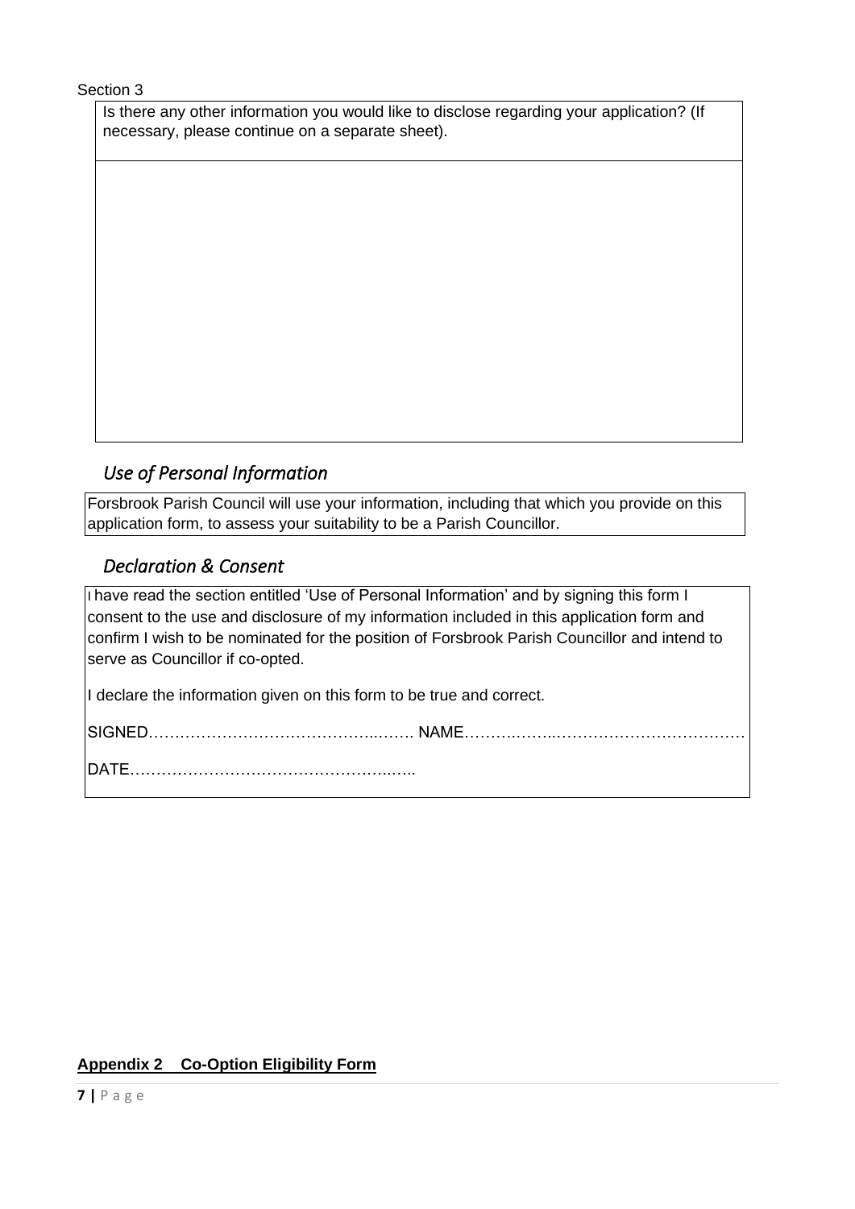Section 3

| Is there any other information you would like to disclose regarding your application? (If necessary, please continue on a separate sheet). |
| --- |
| |

## *Use of Personal Information*

Forsbrook Parish Council will use your information, including that which you provide on this application form, to assess your suitability to be a Parish Councillor.

## *Declaration & Consent*

I have read the section entitled 'Use of Personal Information' and by signing this form I consent to the use and disclosure of my information included in this application form and confirm I wish to be nominated for the position of Forsbrook Parish Councillor and intend to serve as Councillor if co-opted.

I declare the information given on this form to be true and correct.

SIGNED…………………………………………..……. NAME……….……..………………………………

DATE…………………………………………..…..

**Appendix 2 Co-Option Eligibility Form**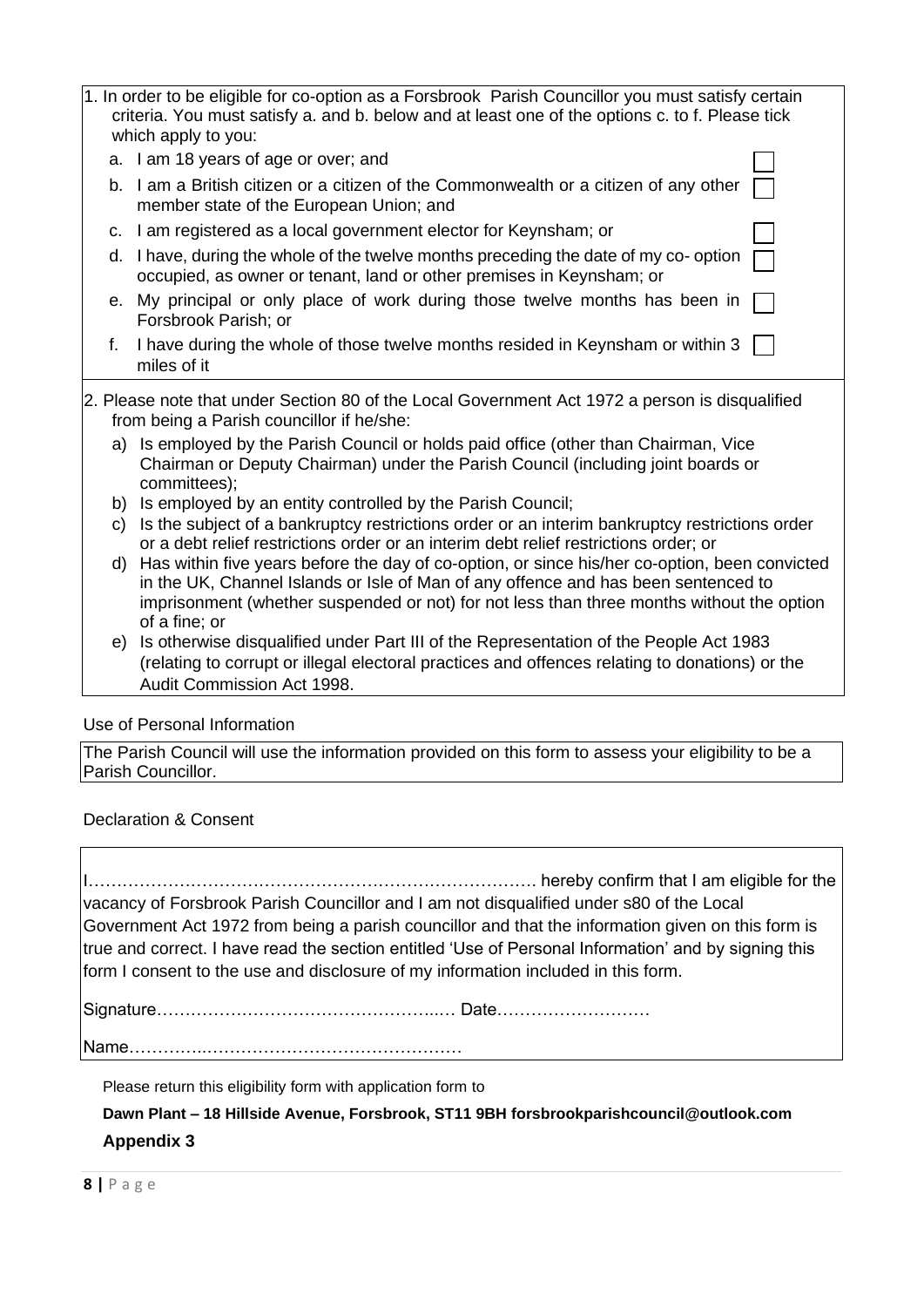1. In order to be eligible for co-option as a Forsbrook Parish Councillor you must satisfy certain criteria. You must satisfy a. and b. below and at least one of the options c. to f. Please tick which apply to you:

   a. I am 18 years of age or over; and ☐
   
   b. I am a British citizen or a citizen of the Commonwealth or a citizen of any other member state of the European Union; and ☐
   
   c. I am registered as a local government elector for Keynsham; or ☐
   
   d. I have, during the whole of the twelve months preceding the date of my co- option occupied, as owner or tenant, land or other premises in Keynsham; or ☐
   
   e. My principal or only place of work during those twelve months has been in Forsbrook Parish; or ☐
   
   f. I have during the whole of those twelve months resided in Keynsham or within 3 miles of it ☐

2. Please note that under Section 80 of the Local Government Act 1972 a person is disqualified from being a Parish councillor if he/she:

   a) Is employed by the Parish Council or holds paid office (other than Chairman, Vice Chairman or Deputy Chairman) under the Parish Council (including joint boards or committees);
   
   b) Is employed by an entity controlled by the Parish Council;
   
   c) Is the subject of a bankruptcy restrictions order or an interim bankruptcy restrictions order or a debt relief restrictions order or an interim debt relief restrictions order; or
   
   d) Has within five years before the day of co-option, or since his/her co-option, been convicted in the UK, Channel Islands or Isle of Man of any offence and has been sentenced to imprisonment (whether suspended or not) for not less than three months without the option of a fine; or
   
   e) Is otherwise disqualified under Part III of the Representation of the People Act 1983 (relating to corrupt or illegal electoral practices and offences relating to donations) or the Audit Commission Act 1998.

Use of Personal Information

The Parish Council will use the information provided on this form to assess your eligibility to be a Parish Councillor.

Declaration & Consent

I……………………………………………………………………… hereby confirm that I am eligible for the vacancy of Forsbrook Parish Councillor and I am not disqualified under s80 of the Local Government Act 1972 from being a parish councillor and that the information given on this form is true and correct. I have read the section entitled 'Use of Personal Information' and by signing this form I consent to the use and disclosure of my information included in this form.

Signature…………………………………………..… Date………………………

Name………..……………………………………………

Please return this eligibility form with application form to

**Dawn Plant – 18 Hillside Avenue, Forsbrook, ST11 9BH forsbrookparishcouncil@outlook.com**

**Appendix 3**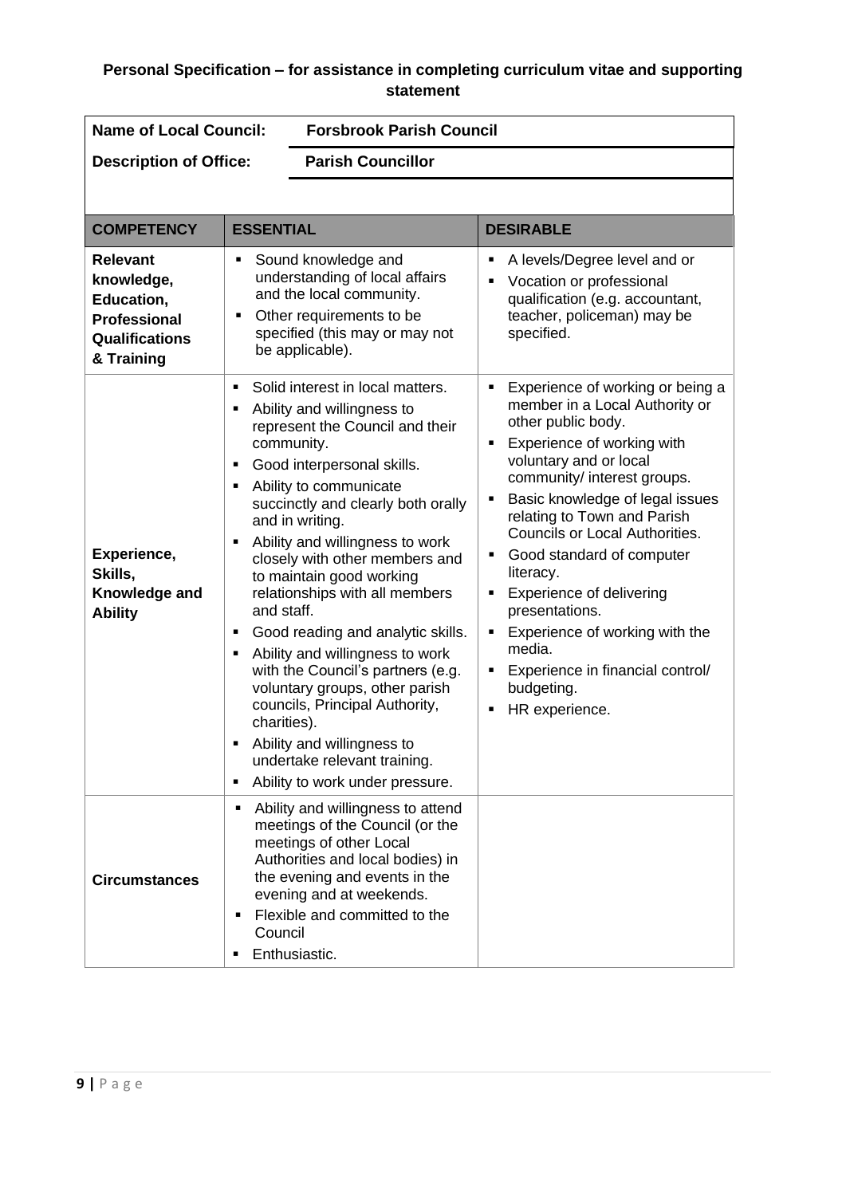**Personal Specification – for assistance in completing curriculum vitae and supporting statement**

| | |
|---|---|
| **Name of Local Council:** | **Forsbrook Parish Council** |
| **Description of Office:** | **Parish Councillor** |

| COMPETENCY | ESSENTIAL | DESIRABLE |
|---|---|---|
| **Relevant knowledge, Education, Professional Qualifications & Training** | ▪ Sound knowledge and understanding of local affairs and the local community.<br>▪ Other requirements to be specified (this may or may not be applicable). | ▪ A levels/Degree level and or<br>▪ Vocation or professional qualification (e.g. accountant, teacher, policeman) may be specified. |
| **Experience, Skills, Knowledge and Ability** | ▪ Solid interest in local matters.<br>▪ Ability and willingness to represent the Council and their community.<br>▪ Good interpersonal skills.<br>▪ Ability to communicate succinctly and clearly both orally and in writing.<br>▪ Ability and willingness to work closely with other members and to maintain good working relationships with all members and staff.<br>▪ Good reading and analytic skills.<br>▪ Ability and willingness to work with the Council's partners (e.g. voluntary groups, other parish councils, Principal Authority, charities).<br>▪ Ability and willingness to undertake relevant training.<br>▪ Ability to work under pressure. | ▪ Experience of working or being a member in a Local Authority or other public body.<br>▪ Experience of working with voluntary and or local community/ interest groups.<br>▪ Basic knowledge of legal issues relating to Town and Parish Councils or Local Authorities.<br>▪ Good standard of computer literacy.<br>▪ Experience of delivering presentations.<br>▪ Experience of working with the media.<br>▪ Experience in financial control/ budgeting.<br>▪ HR experience. |
| **Circumstances** | ▪ Ability and willingness to attend meetings of the Council (or the meetings of other Local Authorities and local bodies) in the evening and events in the evening and at weekends.<br>▪ Flexible and committed to the Council<br>▪ Enthusiastic. | |